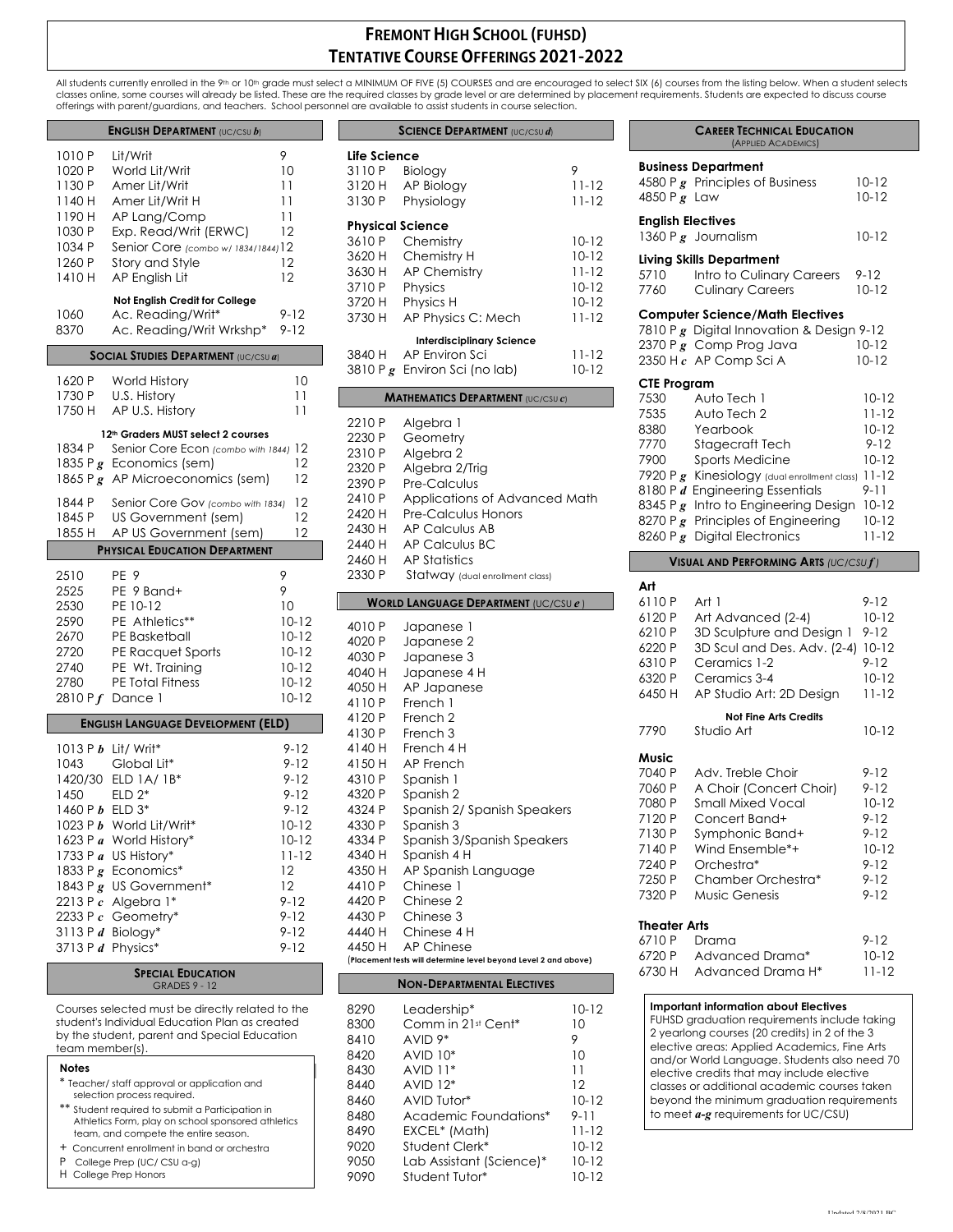# FREMONT HIGH SCHOOL (FUHSD)
# TENTATIVE COURSE OFFERINGS 2021-2022

All students currently enrolled in the 9th or 10th grade must select a MINIMUM OF FIVE (5) COURSES and are encouraged to select SIX (6) courses from the listing below. When a student selects classes online, some courses will already be listed. These are the required classes by grade level or are determined by placement requirements. Students are expected to discuss course offerings with parent/guardians, and teachers. School personnel are available to assist students in course selection.

## ENGLISH DEPARTMENT (UC/CSU *b*)

| Code | Course | Grade |
|---|---|---|
| 1010 P | Lit/Writ | 9 |
| 1020 P | World Lit/Writ | 10 |
| 1130 P | Amer Lit/Writ | 11 |
| 1140 H | Amer Lit/Writ H | 11 |
| 1190 H | AP Lang/Comp | 11 |
| 1030 P | Exp. Read/Writ (ERWC) | 12 |
| 1034 P | Senior Core *(combo w/ 1834/1844)* | 12 |
| 1260 P | Story and Style | 12 |
| 1410 H | AP English Lit | 12 |

**Not English Credit for College**

| Code | Course | Grade |
|---|---|---|
| 1060 | Ac. Reading/Writ* | 9-12 |
| 8370 | Ac. Reading/Writ Wrkshp* | 9-12 |

## SOCIAL STUDIES DEPARTMENT (UC/CSU *a*)

| Code | Course | Grade |
|---|---|---|
| 1620 P | World History | 10 |
| 1730 P | U.S. History | 11 |
| 1750 H | AP U.S. History | 11 |

**12th Graders MUST select 2 courses**

| Code | Course | Grade |
|---|---|---|
| 1834 P | Senior Core Econ *(combo with 1844)* | 12 |
| 1835 P *g* | Economics (sem) | 12 |
| 1865 P *g* | AP Microeconomics (sem) | 12 |
| 1844 P | Senior Core Gov *(combo with 1834)* | 12 |
| 1845 P | US Government (sem) | 12 |
| 1855 H | AP US Government (sem) | 12 |

## PHYSICAL EDUCATION DEPARTMENT

| Code | Course | Grade |
|---|---|---|
| 2510 | PE 9 | 9 |
| 2525 | PE 9 Band+ | 9 |
| 2530 | PE 10-12 | 10 |
| 2590 | PE Athletics** | 10-12 |
| 2670 | PE Basketball | 10-12 |
| 2720 | PE Racquet Sports | 10-12 |
| 2740 | PE Wt. Training | 10-12 |
| 2780 | PE Total Fitness | 10-12 |
| 2810 P *f* | Dance 1 | 10-12 |

## ENGLISH LANGUAGE DEVELOPMENT (ELD)

| Code | Course | Grade |
|---|---|---|
| 1013 P *b* | Lit/ Writ* | 9-12 |
| 1043 | Global Lit* | 9-12 |
| 1420/30 | ELD 1A/ 1B* | 9-12 |
| 1450 | ELD 2* | 9-12 |
| 1460 P *b* | ELD 3* | 9-12 |
| 1023 P *b* | World Lit/Writ* | 10-12 |
| 1623 P *a* | World History* | 10-12 |
| 1733 P *a* | US History* | 11-12 |
| 1833 P *g* | Economics* | 12 |
| 1843 P *g* | US Government* | 12 |
| 2213 P *c* | Algebra 1* | 9-12 |
| 2233 P *c* | Geometry* | 9-12 |
| 3113 P *d* | Biology* | 9-12 |
| 3713 P *d* | Physics* | 9-12 |

## SPECIAL EDUCATION
GRADES 9 - 12

Courses selected must be directly related to the student's Individual Education Plan as created by the student, parent and Special Education team member(s).

**Notes**

- \* Teacher/ staff approval or application and selection process required.
- ** Student required to submit a Participation in Athletics Form, play on school sponsored athletics team, and compete the entire season.
- \+ Concurrent enrollment in band or orchestra
- P College Prep (UC/ CSU a-g)
- H College Prep Honors

## SCIENCE DEPARTMENT (UC/CSU *d*)

**Life Science**

| Code | Course | Grade |
|---|---|---|
| 3110 P | Biology | 9 |
| 3120 H | AP Biology | 11-12 |
| 3130 P | Physiology | 11-12 |

**Physical Science**

| Code | Course | Grade |
|---|---|---|
| 3610 P | Chemistry | 10-12 |
| 3620 H | Chemistry H | 10-12 |
| 3630 H | AP Chemistry | 11-12 |
| 3710 P | Physics | 10-12 |
| 3720 H | Physics H | 10-12 |
| 3730 H | AP Physics C: Mech | 11-12 |

**Interdisciplinary Science**

| Code | Course | Grade |
|---|---|---|
| 3840 H | AP Environ Sci | 11-12 |
| 3810 P *g* | Environ Sci (no lab) | 10-12 |

## MATHEMATICS DEPARTMENT (UC/CSU *c*)

| Code | Course |
|---|---|
| 2210 P | Algebra 1 |
| 2230 P | Geometry |
| 2310 P | Algebra 2 |
| 2320 P | Algebra 2/Trig |
| 2390 P | Pre-Calculus |
| 2410 P | Applications of Advanced Math |
| 2420 H | Pre-Calculus Honors |
| 2430 H | AP Calculus AB |
| 2440 H | AP Calculus BC |
| 2460 H | AP Statistics |
| 2330 P | Statway *(dual enrollment class)* |

## WORLD LANGUAGE DEPARTMENT (UC/CSU *e*)

| Code | Course |
|---|---|
| 4010 P | Japanese 1 |
| 4020 P | Japanese 2 |
| 4030 P | Japanese 3 |
| 4040 H | Japanese 4 H |
| 4050 H | AP Japanese |
| 4110 P | French 1 |
| 4120 P | French 2 |
| 4130 P | French 3 |
| 4140 H | French 4 H |
| 4150 H | AP French |
| 4310 P | Spanish 1 |
| 4320 P | Spanish 2 |
| 4324 P | Spanish 2/ Spanish Speakers |
| 4330 P | Spanish 3 |
| 4334 P | Spanish 3/Spanish Speakers |
| 4340 H | Spanish 4 H |
| 4350 H | AP Spanish Language |
| 4410 P | Chinese 1 |
| 4420 P | Chinese 2 |
| 4430 P | Chinese 3 |
| 4440 H | Chinese 4 H |
| 4450 H | AP Chinese |

(Placement tests will determine level beyond Level 2 and above)

## NON-DEPARTMENTAL ELECTIVES

| Code | Course | Grade |
|---|---|---|
| 8290 | Leadership* | 10-12 |
| 8300 | Comm in 21st Cent* | 10 |
| 8410 | AVID 9* | 9 |
| 8420 | AVID 10* | 10 |
| 8430 | AVID 11* | 11 |
| 8440 | AVID 12* | 12 |
| 8460 | AVID Tutor* | 10-12 |
| 8480 | Academic Foundations* | 9-11 |
| 8490 | EXCEL* (Math) | 11-12 |
| 9020 | Student Clerk* | 10-12 |
| 9050 | Lab Assistant (Science)* | 10-12 |
| 9090 | Student Tutor* | 10-12 |

## CAREER TECHNICAL EDUCATION
(APPLIED ACADEMICS)

**Business Department**

| Code | Course | Grade |
|---|---|---|
| 4580 P *g* | Principles of Business | 10-12 |
| 4850 P *g* | Law | 10-12 |

**English Electives**

| Code | Course | Grade |
|---|---|---|
| 1360 P *g* | Journalism | 10-12 |

**Living Skills Department**

| Code | Course | Grade |
|---|---|---|
| 5710 | Intro to Culinary Careers | 9-12 |
| 7760 | Culinary Careers | 10-12 |

**Computer Science/Math Electives**

| Code | Course | Grade |
|---|---|---|
| 7810 P *g* | Digital Innovation & Design | 9-12 |
| 2370 P *g* | Comp Prog Java | 10-12 |
| 2350 H *c* | AP Comp Sci A | 10-12 |

**CTE Program**

| Code | Course | Grade |
|---|---|---|
| 7530 | Auto Tech 1 | 10-12 |
| 7535 | Auto Tech 2 | 11-12 |
| 8380 | Yearbook | 10-12 |
| 7770 | Stagecraft Tech | 9-12 |
| 7900 | Sports Medicine | 10-12 |
| 7920 P *g* | Kinesiology *(dual enrollment class)* | 11-12 |
| 8180 P *d* | Engineering Essentials | 9-11 |
| 8345 P *g* | Intro to Engineering Design | 10-12 |
| 8270 P *g* | Principles of Engineering | 10-12 |
| 8260 P *g* | Digital Electronics | 11-12 |

## VISUAL AND PERFORMING ARTS (UC/CSU *f*)

**Art**

| Code | Course | Grade |
|---|---|---|
| 6110 P | Art 1 | 9-12 |
| 6120 P | Art Advanced (2-4) | 10-12 |
| 6210 P | 3D Sculpture and Design 1 | 9-12 |
| 6220 P | 3D Scul and Des. Adv. (2-4) | 10-12 |
| 6310 P | Ceramics 1-2 | 9-12 |
| 6320 P | Ceramics 3-4 | 10-12 |
| 6450 H | AP Studio Art: 2D Design | 11-12 |

**Not Fine Arts Credits**

| Code | Course | Grade |
|---|---|---|
| 7790 | Studio Art | 10-12 |

**Music**

| Code | Course | Grade |
|---|---|---|
| 7040 P | Adv. Treble Choir | 9-12 |
| 7060 P | A Choir (Concert Choir) | 9-12 |
| 7080 P | Small Mixed Vocal | 10-12 |
| 7120 P | Concert Band+ | 9-12 |
| 7130 P | Symphonic Band+ | 9-12 |
| 7140 P | Wind Ensemble*+ | 10-12 |
| 7240 P | Orchestra* | 9-12 |
| 7250 P | Chamber Orchestra* | 9-12 |
| 7320 P | Music Genesis | 9-12 |

**Theater Arts**

| Code | Course | Grade |
|---|---|---|
| 6710 P | Drama | 9-12 |
| 6720 P | Advanced Drama* | 10-12 |
| 6730 H | Advanced Drama H* | 11-12 |

**Important information about Electives**

FUHSD graduation requirements include taking 2 yearlong courses (20 credits) in 2 of the 3 elective areas: Applied Academics, Fine Arts and/or World Language. Students also need 70 elective credits that may include elective classes or additional academic courses taken beyond the minimum graduation requirements to meet *a-g* requirements for UC/CSU)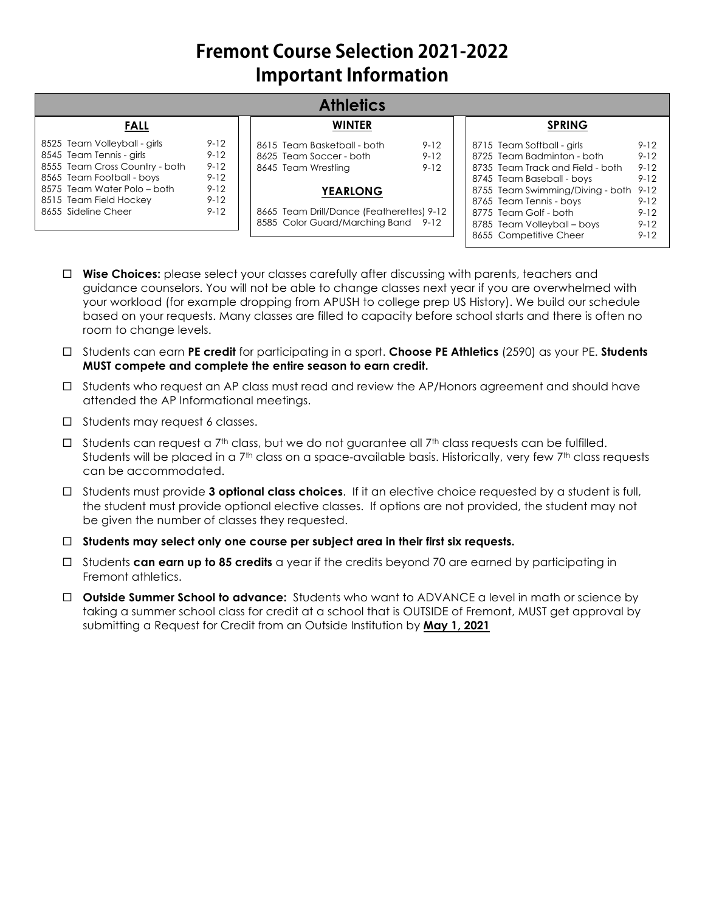# Fremont Course Selection 2021-2022
# Important Information

## Athletics

### FALL

| | |
|---|---|
| 8525 Team Volleyball - girls | 9-12 |
| 8545 Team Tennis - girls | 9-12 |
| 8555 Team Cross Country - both | 9-12 |
| 8565 Team Football - boys | 9-12 |
| 8575 Team Water Polo – both | 9-12 |
| 8515 Team Field Hockey | 9-12 |
| 8655 Sideline Cheer | 9-12 |

### WINTER

| | |
|---|---|
| 8615 Team Basketball - both | 9-12 |
| 8625 Team Soccer - both | 9-12 |
| 8645 Team Wrestling | 9-12 |

### YEARLONG

| | |
|---|---|
| 8665 Team Drill/Dance (Featherettes) | 9-12 |
| 8585 Color Guard/Marching Band | 9-12 |

### SPRING

| | |
|---|---|
| 8715 Team Softball - girls | 9-12 |
| 8725 Team Badminton - both | 9-12 |
| 8735 Team Track and Field - both | 9-12 |
| 8745 Team Baseball - boys | 9-12 |
| 8755 Team Swimming/Diving - both | 9-12 |
| 8765 Team Tennis - boys | 9-12 |
| 8775 Team Golf - both | 9-12 |
| 8785 Team Volleyball – boys | 9-12 |
| 8655 Competitive Cheer | 9-12 |

- ☐ **Wise Choices:** please select your classes carefully after discussing with parents, teachers and guidance counselors. You will not be able to change classes next year if you are overwhelmed with your workload (for example dropping from APUSH to college prep US History). We build our schedule based on your requests. Many classes are filled to capacity before school starts and there is often no room to change levels.
- ☐ Students can earn **PE credit** for participating in a sport. **Choose PE Athletics** (2590) as your PE. **Students MUST compete and complete the entire season to earn credit.**
- ☐ Students who request an AP class must read and review the AP/Honors agreement and should have attended the AP Informational meetings.
- ☐ Students may request 6 classes.
- ☐ Students can request a 7th class, but we do not guarantee all 7th class requests can be fulfilled. Students will be placed in a 7th class on a space-available basis. Historically, very few 7th class requests can be accommodated.
- ☐ Students must provide **3 optional class choices**. If it an elective choice requested by a student is full, the student must provide optional elective classes. If options are not provided, the student may not be given the number of classes they requested.
- ☐ **Students may select only one course per subject area in their first six requests.**
- ☐ Students **can earn up to 85 credits** a year if the credits beyond 70 are earned by participating in Fremont athletics.
- ☐ **Outside Summer School to advance:** Students who want to ADVANCE a level in math or science by taking a summer school class for credit at a school that is OUTSIDE of Fremont, MUST get approval by submitting a Request for Credit from an Outside Institution by **May 1, 2021**